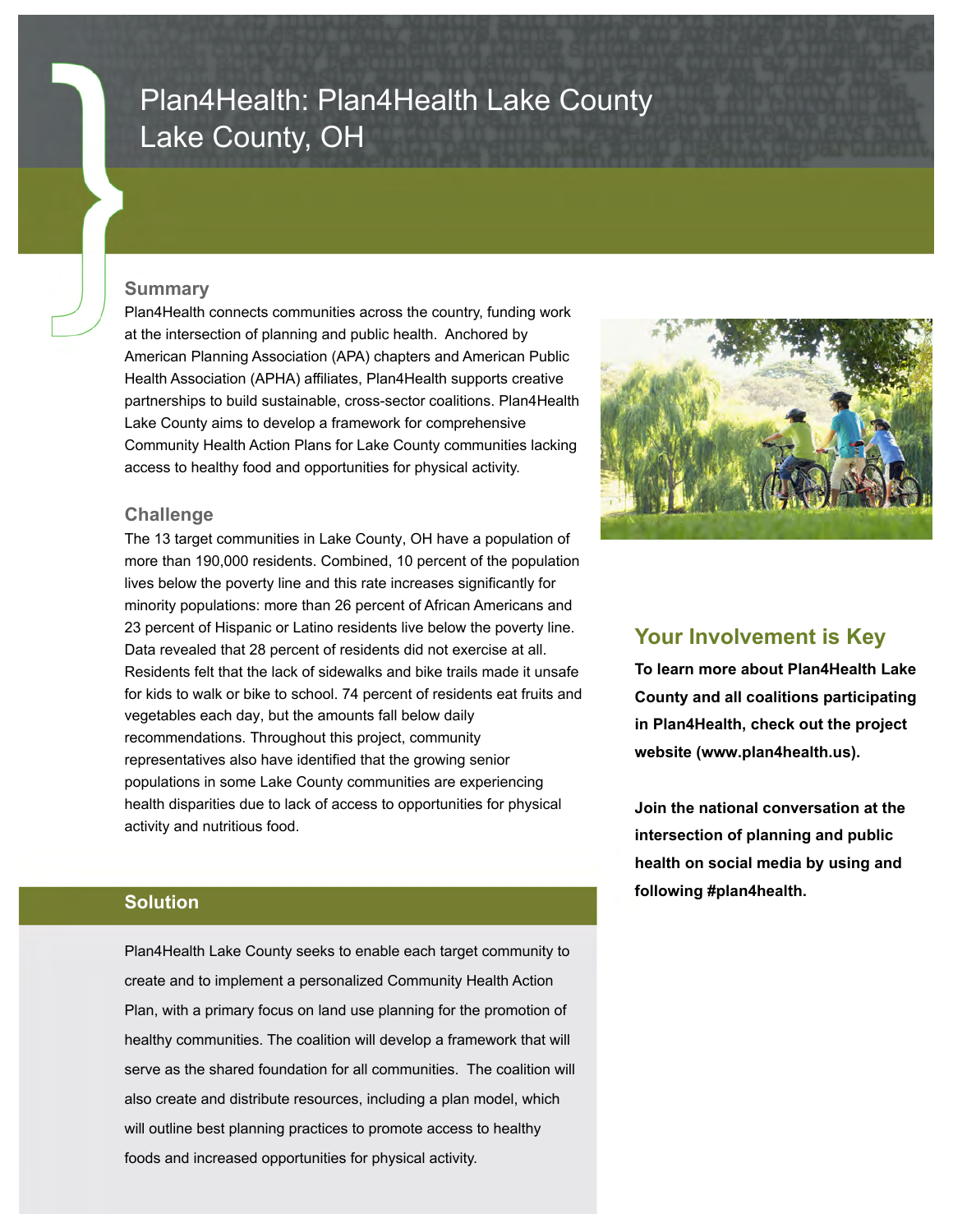# Plan4Health: Plan4Health Lake County
# Lake County, OH

## Summary

Plan4Health connects communities across the country, funding work at the intersection of planning and public health. Anchored by American Planning Association (APA) chapters and American Public Health Association (APHA) affiliates, Plan4Health supports creative partnerships to build sustainable, cross-sector coalitions. Plan4Health Lake County aims to develop a framework for comprehensive Community Health Action Plans for Lake County communities lacking access to healthy food and opportunities for physical activity.

## Challenge

The 13 target communities in Lake County, OH have a population of more than 190,000 residents. Combined, 10 percent of the population lives below the poverty line and this rate increases significantly for minority populations: more than 26 percent of African Americans and 23 percent of Hispanic or Latino residents live below the poverty line. Data revealed that 28 percent of residents did not exercise at all. Residents felt that the lack of sidewalks and bike trails made it unsafe for kids to walk or bike to school. 74 percent of residents eat fruits and vegetables each day, but the amounts fall below daily recommendations. Throughout this project, community representatives also have identified that the growing senior populations in some Lake County communities are experiencing health disparities due to lack of access to opportunities for physical activity and nutritious food.

## Solution

Plan4Health Lake County seeks to enable each target community to create and to implement a personalized Community Health Action Plan, with a primary focus on land use planning for the promotion of healthy communities. The coalition will develop a framework that will serve as the shared foundation for all communities. The coalition will also create and distribute resources, including a plan model, which will outline best planning practices to promote access to healthy foods and increased opportunities for physical activity.

## Your Involvement is Key

**To learn more about Plan4Health Lake County and all coalitions participating in Plan4Health, check out the project website (www.plan4health.us).**

**Join the national conversation at the intersection of planning and public health on social media by using and following #plan4health.**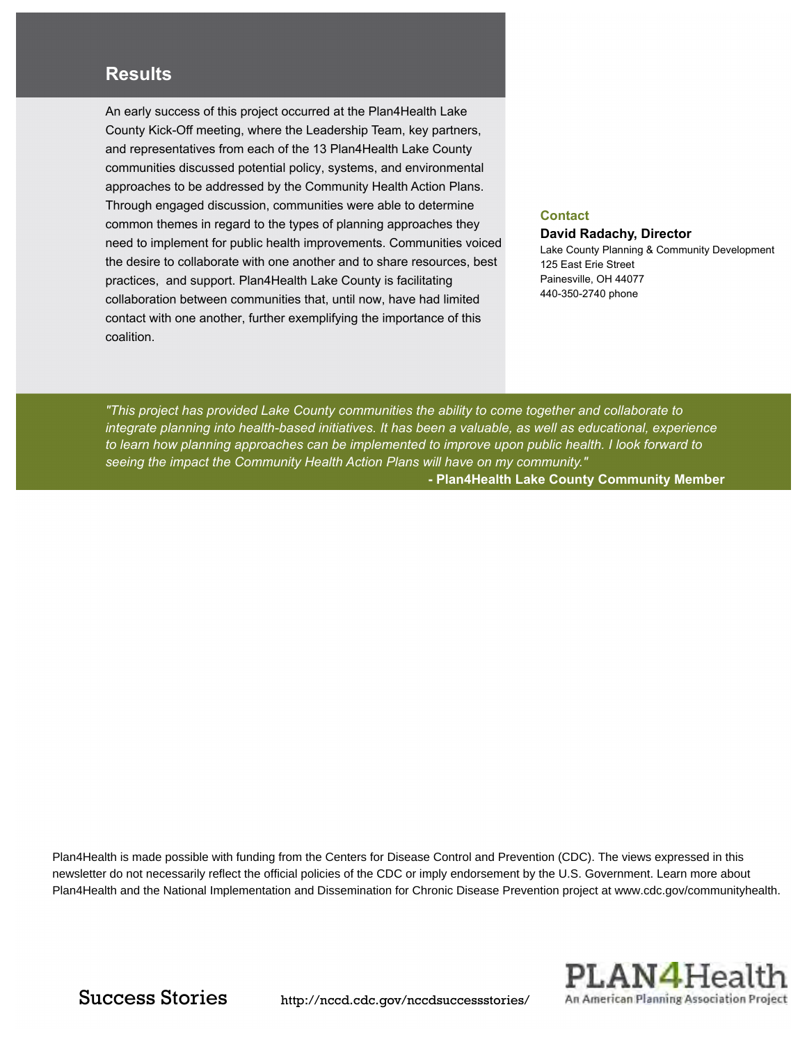## Results

An early success of this project occurred at the Plan4Health Lake County Kick-Off meeting, where the Leadership Team, key partners, and representatives from each of the 13 Plan4Health Lake County communities discussed potential policy, systems, and environmental approaches to be addressed by the Community Health Action Plans. Through engaged discussion, communities were able to determine common themes in regard to the types of planning approaches they need to implement for public health improvements. Communities voiced the desire to collaborate with one another and to share resources, best practices, and support. Plan4Health Lake County is facilitating collaboration between communities that, until now, have had limited contact with one another, further exemplifying the importance of this coalition.

### Contact

**David Radachy, Director**
Lake County Planning & Community Development
125 East Erie Street
Painesville, OH 44077
440-350-2740 phone

*"This project has provided Lake County communities the ability to come together and collaborate to integrate planning into health-based initiatives. It has been a valuable, as well as educational, experience to learn how planning approaches can be implemented to improve upon public health. I look forward to seeing the impact the Community Health Action Plans will have on my community."*

**- Plan4Health Lake County Community Member**

Plan4Health is made possible with funding from the Centers for Disease Control and Prevention (CDC). The views expressed in this newsletter do not necessarily reflect the official policies of the CDC or imply endorsement by the U.S. Government. Learn more about Plan4Health and the National Implementation and Dissemination for Chronic Disease Prevention project at www.cdc.gov/communityhealth.

Success Stories http://nccd.cdc.gov/nccdsuccessstories/

PLAN4Health
An American Planning Association Project